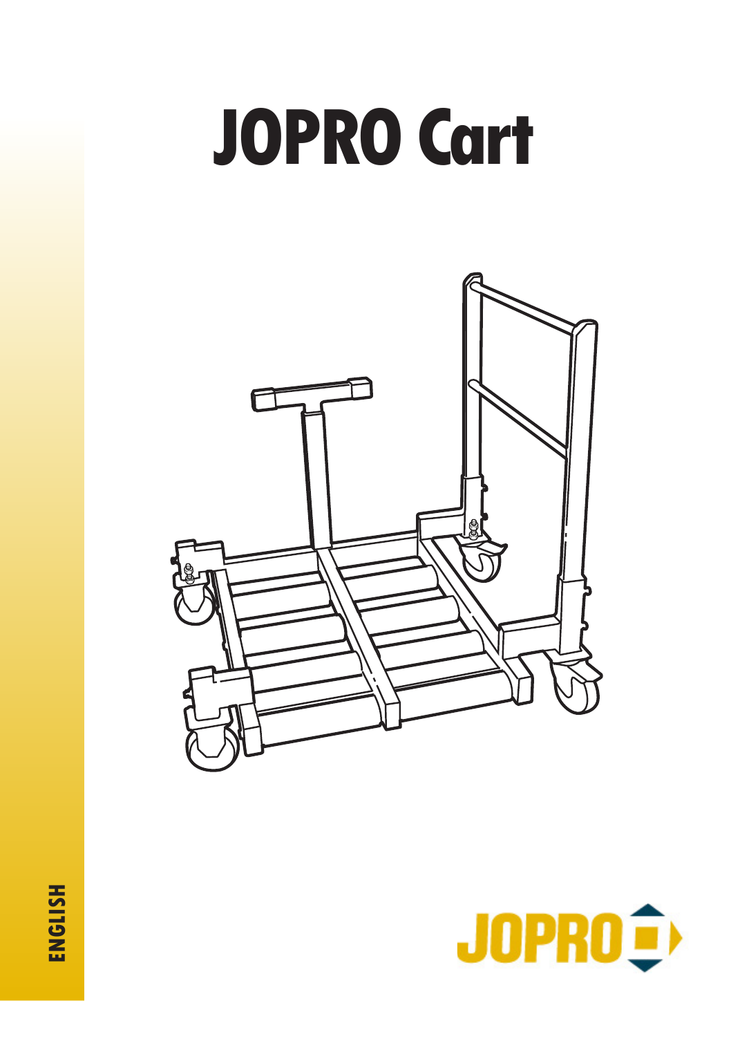# JOPRO Cart

ENGLISH

JOPRO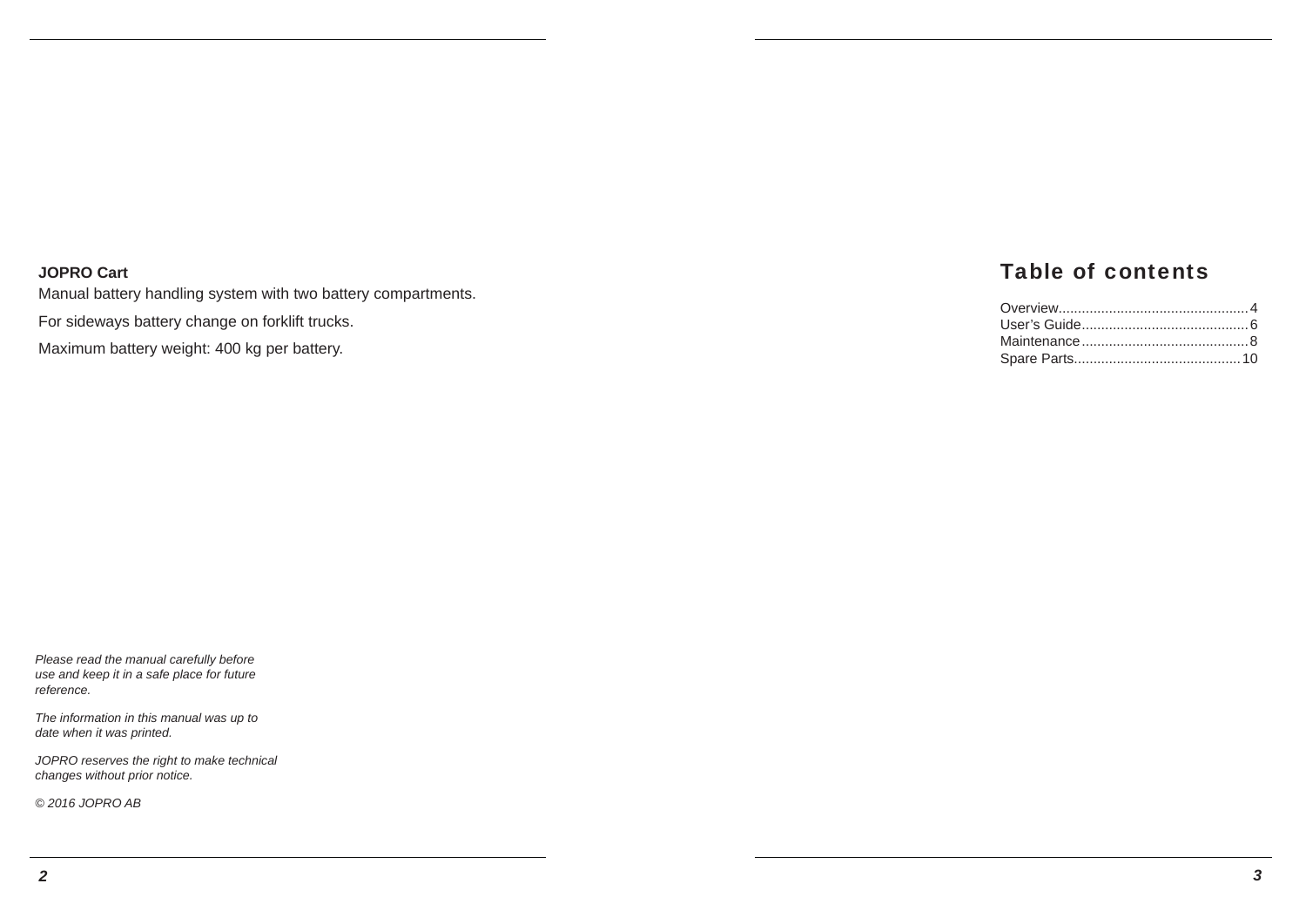**JOPRO Cart**

Manual battery handling system with two battery compartments.

For sideways battery change on forklift trucks.

Maximum battery weight: 400 kg per battery.

*Please read the manual carefully before use and keep it in a safe place for future reference.*

*The information in this manual was up to date when it was printed.*

*JOPRO reserves the right to make technical changes without prior notice.*

*© 2016 JOPRO AB*

## Table of contents

Overview................................................4
User's Guide..........................................6
Maintenance..........................................8
Spare Parts..........................................10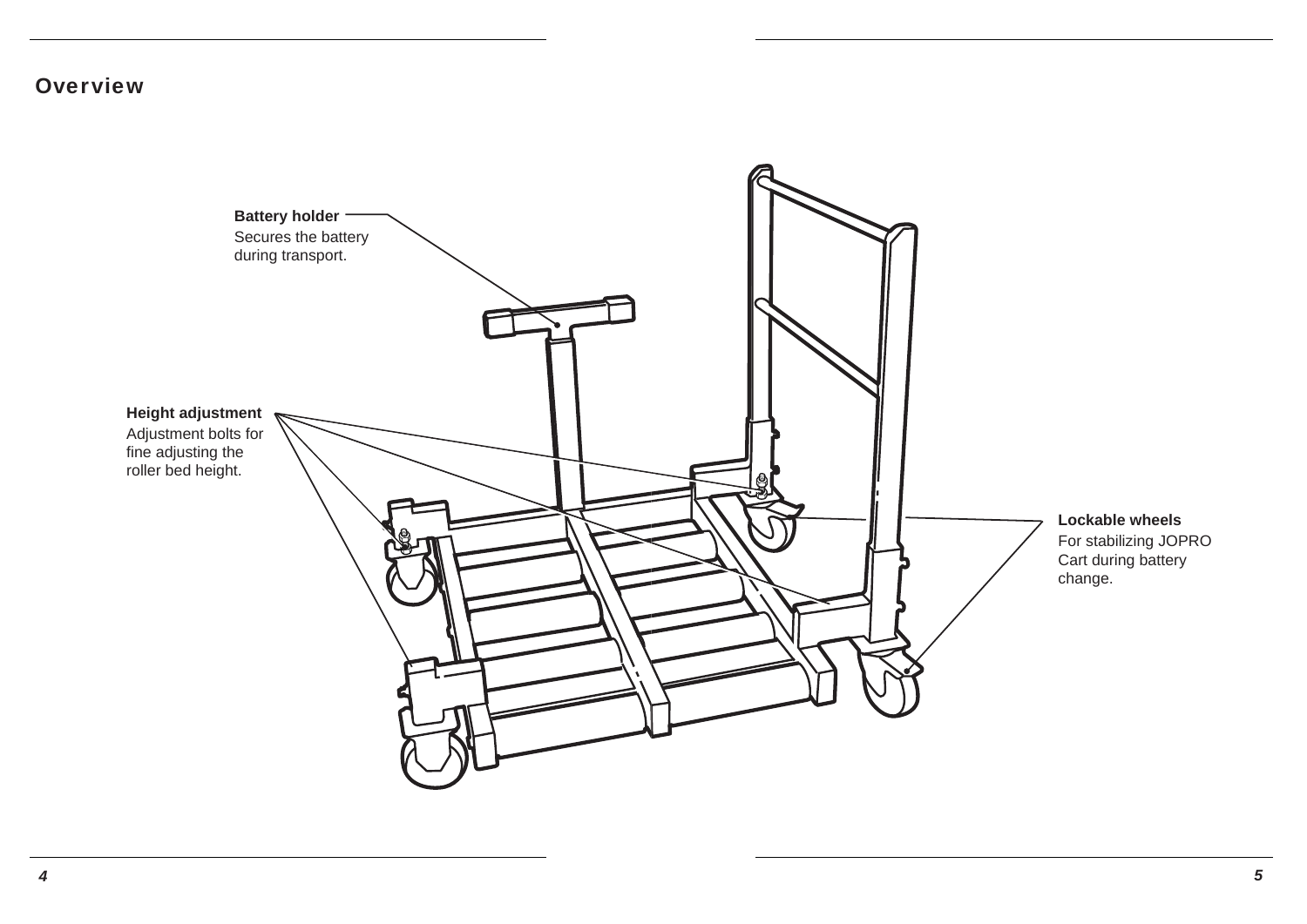## Overview

**Battery holder**
Secures the battery during transport.

**Height adjustment**
Adjustment bolts for fine adjusting the roller bed height.

**Lockable wheels**
For stabilizing JOPRO Cart during battery change.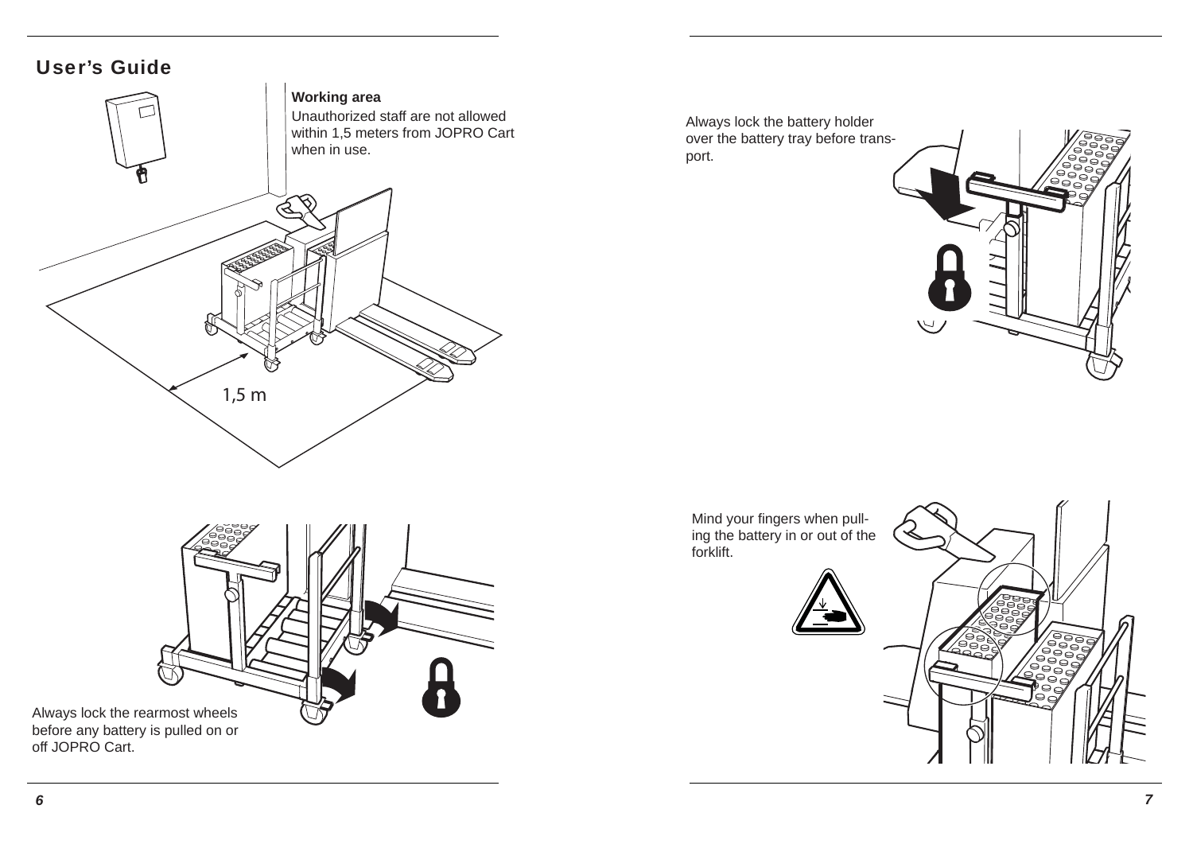## User's Guide

**Working area**

Unauthorized staff are not allowed within 1,5 meters from JOPRO Cart when in use.

1,5 m

Always lock the rearmost wheels before any battery is pulled on or off JOPRO Cart.

Always lock the battery holder over the battery tray before transport.

Mind your fingers when pulling the battery in or out of the forklift.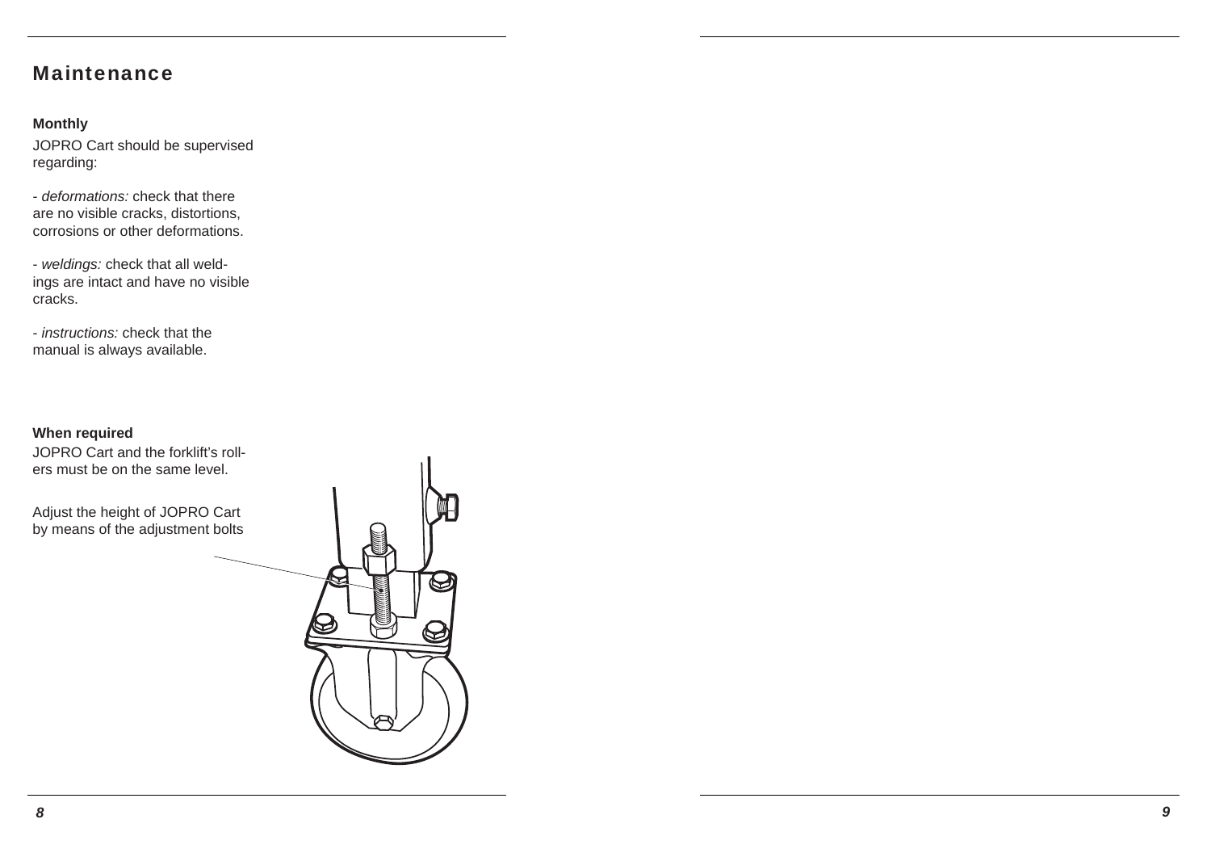## Maintenance

**Monthly**

JOPRO Cart should be supervised regarding:

- *deformations:* check that there are no visible cracks, distortions, corrosions or other deformations.

- *weldings:* check that all weldings are intact and have no visible cracks.

- *instructions:* check that the manual is always available.

**When required**

JOPRO Cart and the forklift's rollers must be on the same level.

Adjust the height of JOPRO Cart by means of the adjustment bolts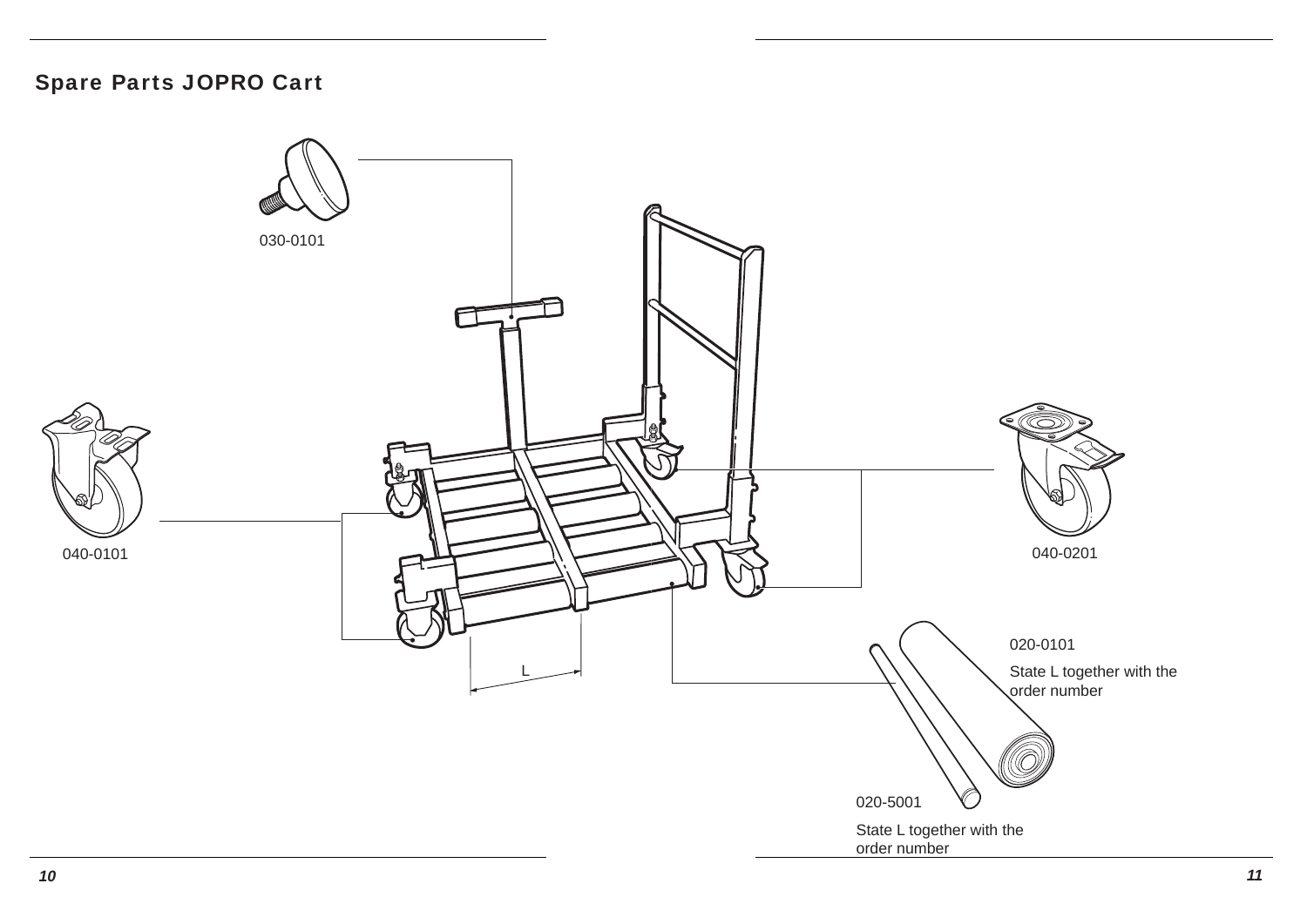## Spare Parts JOPRO Cart

030-0101

040-0101

040-0201

L

020-0101

State L together with the order number

020-5001

State L together with the order number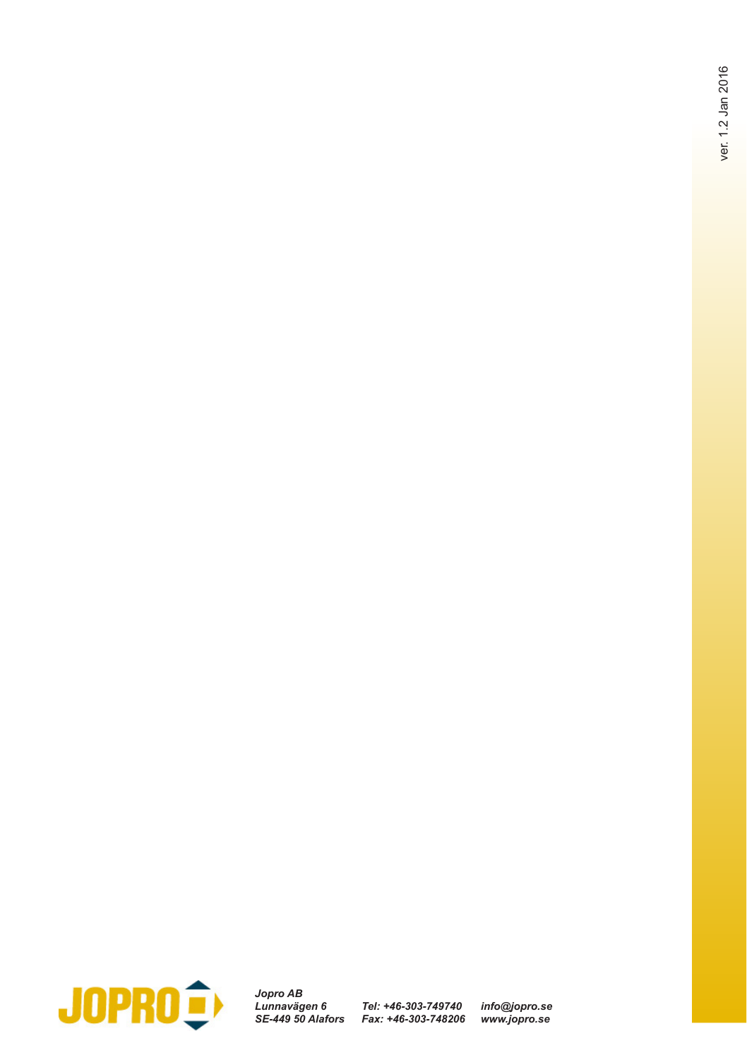ver. 1.2 Jan 2016

JOPRO

*Jopro AB*
*Lunnavägen 6*
*SE-449 50 Alafors*

*Tel: +46-303-749740*
*Fax: +46-303-748206*

*info@jopro.se*
*www.jopro.se*